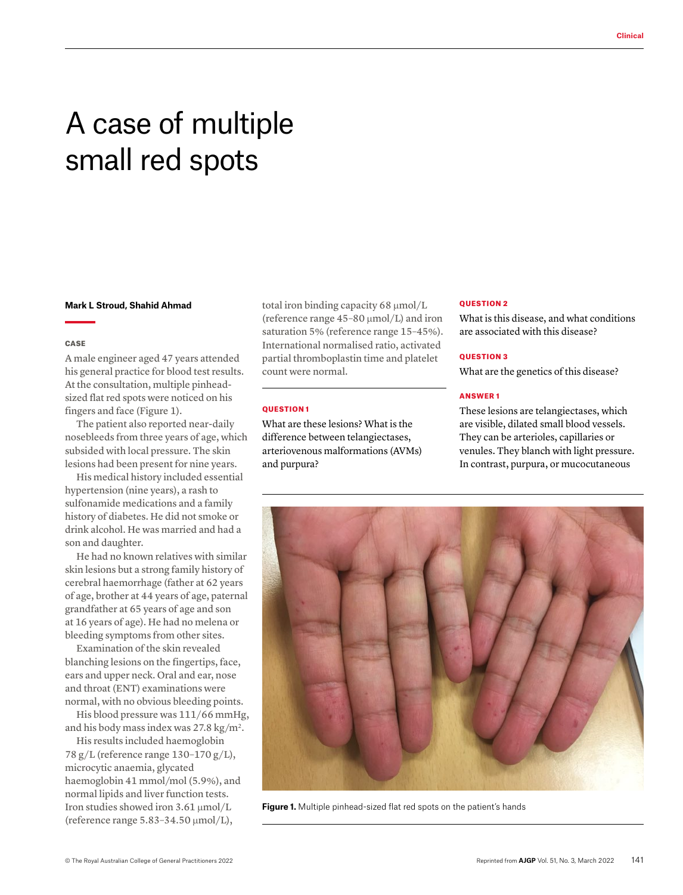# A case of multiple small red spots

**Mark L Stroud, Shahid Ahmad**

## CASE

A male engineer aged 47 years attended his general practice for blood test results. At the consultation, multiple pinhead-sized flat red spots were noticed on his fingers and face (Figure 1).

The patient also reported near-daily nosebleeds from three years of age, which subsided with local pressure. The skin lesions had been present for nine years.

His medical history included essential hypertension (nine years), a rash to sulfonamide medications and a family history of diabetes. He did not smoke or drink alcohol. He was married and had a son and daughter.

He had no known relatives with similar skin lesions but a strong family history of cerebral haemorrhage (father at 62 years of age, brother at 44 years of age, paternal grandfather at 65 years of age and son at 16 years of age). He had no melena or bleeding symptoms from other sites.

Examination of the skin revealed blanching lesions on the fingertips, face, ears and upper neck. Oral and ear, nose and throat (ENT) examinations were normal, with no obvious bleeding points.

His blood pressure was 111/66 mmHg, and his body mass index was 27.8 kg/m$^2$.

His results included haemoglobin 78 g/L (reference range 130–170 g/L), microcytic anaemia, glycated haemoglobin 41 mmol/mol (5.9%), and normal lipids and liver function tests. Iron studies showed iron 3.61 μmol/L (reference range 5.83–34.50 μmol/L), total iron binding capacity 68 μmol/L (reference range 45–80 μmol/L) and iron saturation 5% (reference range 15–45%). International normalised ratio, activated partial thromboplastin time and platelet count were normal.

## QUESTION 1

What are these lesions? What is the difference between telangiectases, arteriovenous malformations (AVMs) and purpura?

## QUESTION 2

What is this disease, and what conditions are associated with this disease?

## QUESTION 3

What are the genetics of this disease?

## ANSWER 1

These lesions are telangiectases, which are visible, dilated small blood vessels. They can be arterioles, capillaries or venules. They blanch with light pressure. In contrast, purpura, or mucocutaneous

**Figure 1.** Multiple pinhead-sized flat red spots on the patient's hands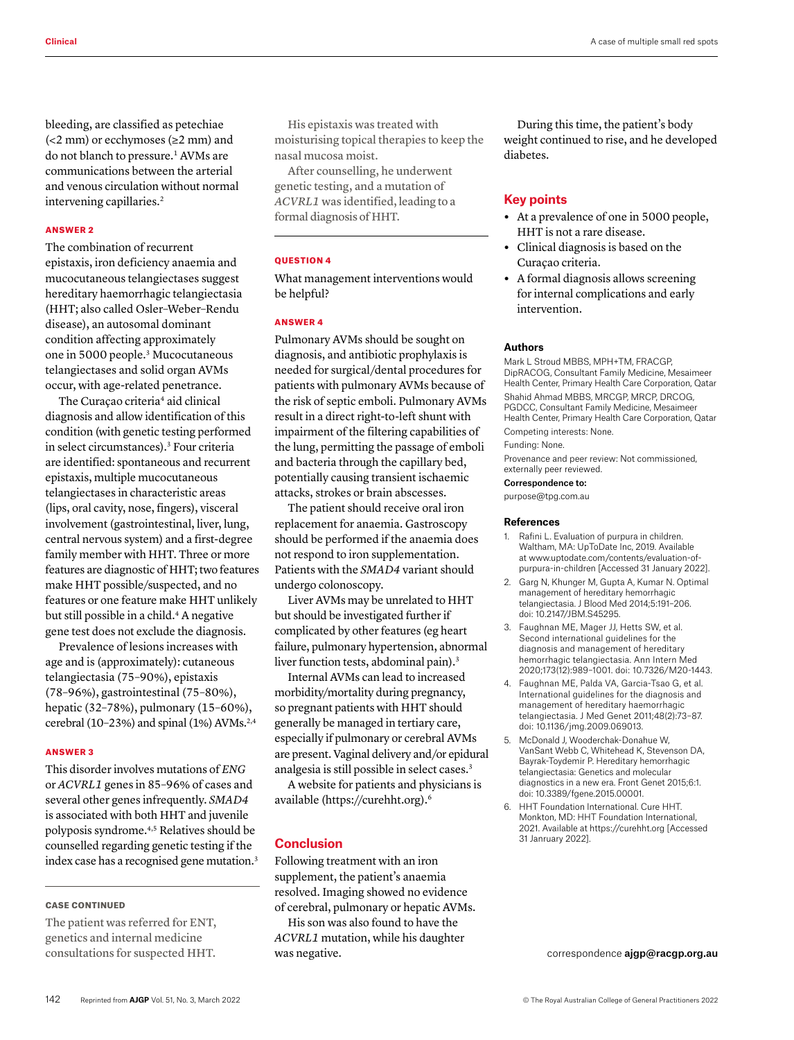bleeding, are classified as petechiae (<2 mm) or ecchymoses (≥2 mm) and do not blanch to pressure.[1] AVMs are communications between the arterial and venous circulation without normal intervening capillaries.[2]

#### ANSWER 2

The combination of recurrent epistaxis, iron deficiency anaemia and mucocutaneous telangiectases suggest hereditary haemorrhagic telangiectasia (HHT; also called Osler–Weber–Rendu disease), an autosomal dominant condition affecting approximately one in 5000 people.[3] Mucocutaneous telangiectases and solid organ AVMs occur, with age-related penetrance.

The Curaçao criteria[4] aid clinical diagnosis and allow identification of this condition (with genetic testing performed in select circumstances).[3] Four criteria are identified: spontaneous and recurrent epistaxis, multiple mucocutaneous telangiectases in characteristic areas (lips, oral cavity, nose, fingers), visceral involvement (gastrointestinal, liver, lung, central nervous system) and a first-degree family member with HHT. Three or more features are diagnostic of HHT; two features make HHT possible/suspected, and no features or one feature make HHT unlikely but still possible in a child.[4] A negative gene test does not exclude the diagnosis.

Prevalence of lesions increases with age and is (approximately): cutaneous telangiectasia (75–90%), epistaxis (78–96%), gastrointestinal (75–80%), hepatic (32–78%), pulmonary (15–60%), cerebral (10–23%) and spinal (1%) AVMs.[2,4]

#### ANSWER 3

This disorder involves mutations of *ENG* or *ACVRL1* genes in 85–96% of cases and several other genes infrequently. *SMAD4* is associated with both HHT and juvenile polyposis syndrome.[4,5] Relatives should be counselled regarding genetic testing if the index case has a recognised gene mutation.[3]

#### CASE CONTINUED

The patient was referred for ENT, genetics and internal medicine consultations for suspected HHT.

His epistaxis was treated with moisturising topical therapies to keep the nasal mucosa moist.

After counselling, he underwent genetic testing, and a mutation of *ACVRL1* was identified, leading to a formal diagnosis of HHT.

#### QUESTION 4

What management interventions would be helpful?

#### ANSWER 4

Pulmonary AVMs should be sought on diagnosis, and antibiotic prophylaxis is needed for surgical/dental procedures for patients with pulmonary AVMs because of the risk of septic emboli. Pulmonary AVMs result in a direct right-to-left shunt with impairment of the filtering capabilities of the lung, permitting the passage of emboli and bacteria through the capillary bed, potentially causing transient ischaemic attacks, strokes or brain abscesses.

The patient should receive oral iron replacement for anaemia. Gastroscopy should be performed if the anaemia does not respond to iron supplementation. Patients with the *SMAD4* variant should undergo colonoscopy.

Liver AVMs may be unrelated to HHT but should be investigated further if complicated by other features (eg heart failure, pulmonary hypertension, abnormal liver function tests, abdominal pain).[3]

Internal AVMs can lead to increased morbidity/mortality during pregnancy, so pregnant patients with HHT should generally be managed in tertiary care, especially if pulmonary or cerebral AVMs are present. Vaginal delivery and/or epidural analgesia is still possible in select cases.[3]

A website for patients and physicians is available (https://curehht.org).[6]

## Conclusion

Following treatment with an iron supplement, the patient's anaemia resolved. Imaging showed no evidence of cerebral, pulmonary or hepatic AVMs.

His son was also found to have the *ACVRL1* mutation, while his daughter was negative.

During this time, the patient's body weight continued to rise, and he developed diabetes.

## Key points

- At a prevalence of one in 5000 people, HHT is not a rare disease.
- Clinical diagnosis is based on the Curaçao criteria.
- A formal diagnosis allows screening for internal complications and early intervention.

#### Authors

Mark L Stroud MBBS, MPH+TM, FRACGP, DipRACOG, Consultant Family Medicine, Mesaimeer Health Center, Primary Health Care Corporation, Qatar

Shahid Ahmad MBBS, MRCGP, MRCP, DRCOG, PGDCC, Consultant Family Medicine, Mesaimeer Health Center, Primary Health Care Corporation, Qatar

Competing interests: None.

Funding: None.

Provenance and peer review: Not commissioned, externally peer reviewed.

**Correspondence to:**

purpose@tpg.com.au

#### References

1. Rafini L. Evaluation of purpura in children. Waltham, MA: UpToDate Inc, 2019. Available at www.uptodate.com/contents/evaluation-of-purpura-in-children [Accessed 31 January 2022].
2. Garg N, Khunger M, Gupta A, Kumar N. Optimal management of hereditary hemorrhagic telangiectasia. J Blood Med 2014;5:191–206. doi: 10.2147/JBM.S45295.
3. Faughnan ME, Mager JJ, Hetts SW, et al. Second international guidelines for the diagnosis and management of hereditary hemorrhagic telangiectasia. Ann Intern Med 2020;173(12):989–1001. doi: 10.7326/M20-1443.
4. Faughnan ME, Palda VA, Garcia-Tsao G, et al. International guidelines for the diagnosis and management of hereditary haemorrhagic telangiectasia. J Med Genet 2011;48(2):73–87. doi: 10.1136/jmg.2009.069013.
5. McDonald J, Wooderchak-Donahue W, VanSant Webb C, Whitehead K, Stevenson DA, Bayrak-Toydemir P. Hereditary hemorrhagic telangiectasia: Genetics and molecular diagnostics in a new era. Front Genet 2015;6:1. doi: 10.3389/fgene.2015.00001.
6. HHT Foundation International. Cure HHT. Monkton, MD: HHT Foundation International, 2021. Available at https://curehht.org [Accessed 31 Janruary 2022].

correspondence **ajgp@racgp.org.au**